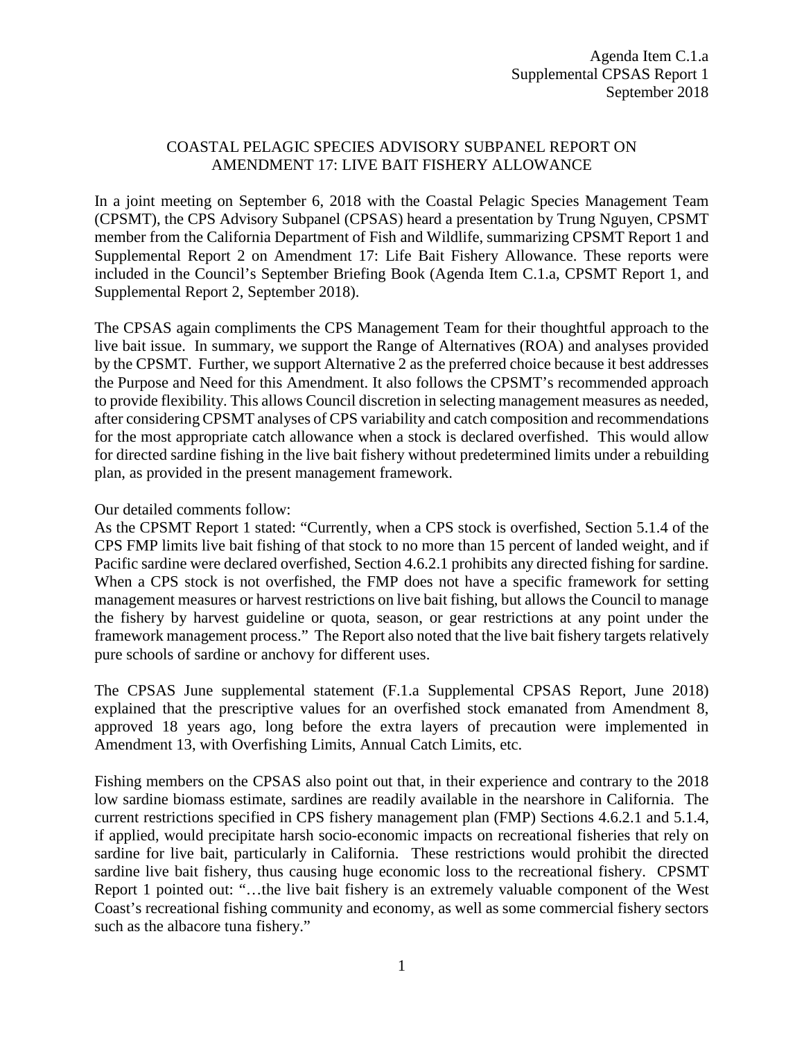Agenda Item C.1.a
Supplemental CPSAS Report 1
September 2018

# COASTAL PELAGIC SPECIES ADVISORY SUBPANEL REPORT ON AMENDMENT 17: LIVE BAIT FISHERY ALLOWANCE

In a joint meeting on September 6, 2018 with the Coastal Pelagic Species Management Team (CPSMT), the CPS Advisory Subpanel (CPSAS) heard a presentation by Trung Nguyen, CPSMT member from the California Department of Fish and Wildlife, summarizing CPSMT Report 1 and Supplemental Report 2 on Amendment 17: Life Bait Fishery Allowance. These reports were included in the Council's September Briefing Book (Agenda Item C.1.a, CPSMT Report 1, and Supplemental Report 2, September 2018).

The CPSAS again compliments the CPS Management Team for their thoughtful approach to the live bait issue. In summary, we support the Range of Alternatives (ROA) and analyses provided by the CPSMT. Further, we support Alternative 2 as the preferred choice because it best addresses the Purpose and Need for this Amendment. It also follows the CPSMT's recommended approach to provide flexibility. This allows Council discretion in selecting management measures as needed, after considering CPSMT analyses of CPS variability and catch composition and recommendations for the most appropriate catch allowance when a stock is declared overfished. This would allow for directed sardine fishing in the live bait fishery without predetermined limits under a rebuilding plan, as provided in the present management framework.

Our detailed comments follow:
As the CPSMT Report 1 stated: "Currently, when a CPS stock is overfished, Section 5.1.4 of the CPS FMP limits live bait fishing of that stock to no more than 15 percent of landed weight, and if Pacific sardine were declared overfished, Section 4.6.2.1 prohibits any directed fishing for sardine. When a CPS stock is not overfished, the FMP does not have a specific framework for setting management measures or harvest restrictions on live bait fishing, but allows the Council to manage the fishery by harvest guideline or quota, season, or gear restrictions at any point under the framework management process." The Report also noted that the live bait fishery targets relatively pure schools of sardine or anchovy for different uses.

The CPSAS June supplemental statement (F.1.a Supplemental CPSAS Report, June 2018) explained that the prescriptive values for an overfished stock emanated from Amendment 8, approved 18 years ago, long before the extra layers of precaution were implemented in Amendment 13, with Overfishing Limits, Annual Catch Limits, etc.

Fishing members on the CPSAS also point out that, in their experience and contrary to the 2018 low sardine biomass estimate, sardines are readily available in the nearshore in California. The current restrictions specified in CPS fishery management plan (FMP) Sections 4.6.2.1 and 5.1.4, if applied, would precipitate harsh socio-economic impacts on recreational fisheries that rely on sardine for live bait, particularly in California. These restrictions would prohibit the directed sardine live bait fishery, thus causing huge economic loss to the recreational fishery. CPSMT Report 1 pointed out: "…the live bait fishery is an extremely valuable component of the West Coast's recreational fishing community and economy, as well as some commercial fishery sectors such as the albacore tuna fishery."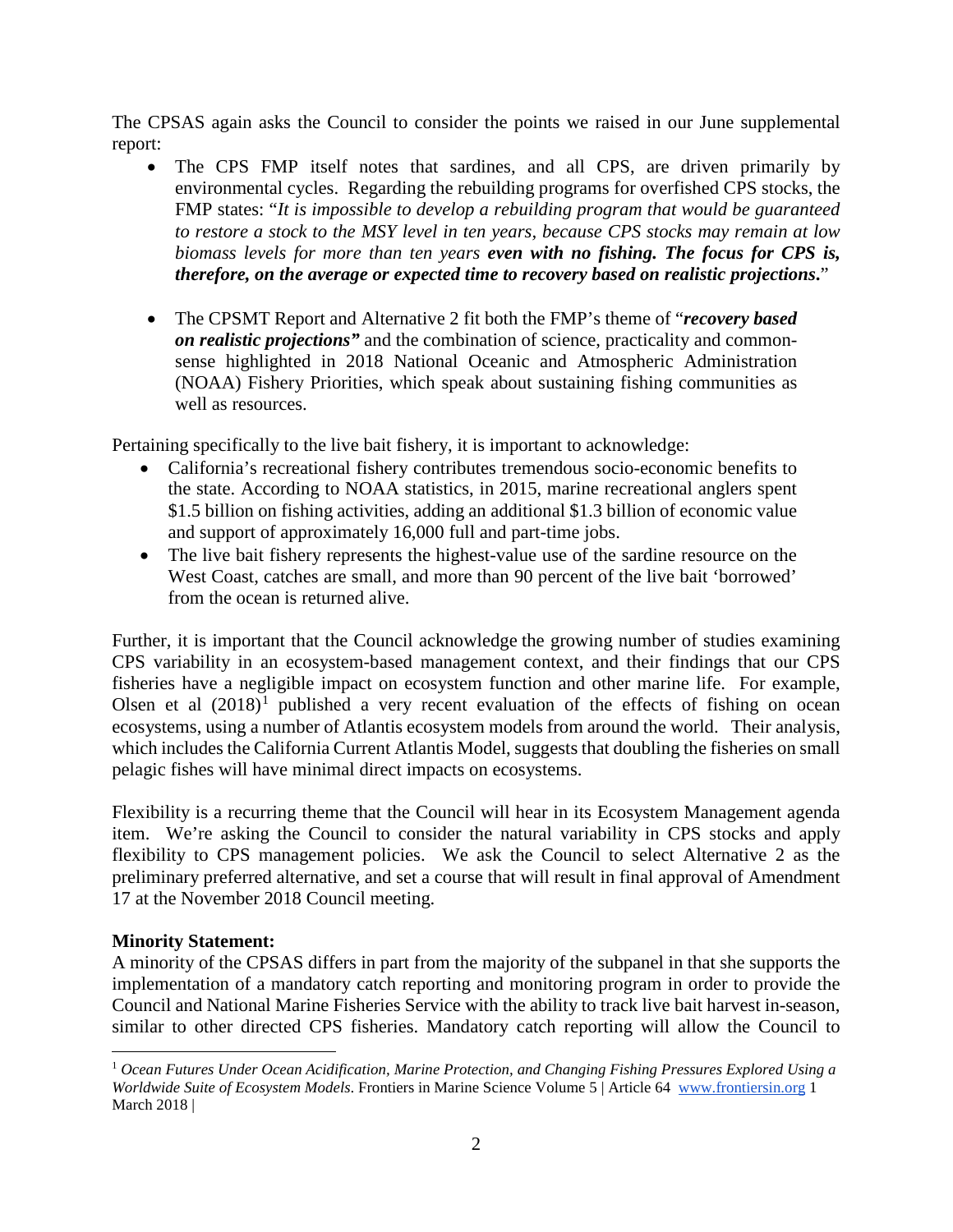The CPSAS again asks the Council to consider the points we raised in our June supplemental report:

- The CPS FMP itself notes that sardines, and all CPS, are driven primarily by environmental cycles. Regarding the rebuilding programs for overfished CPS stocks, the FMP states: "*It is impossible to develop a rebuilding program that would be guaranteed to restore a stock to the MSY level in ten years, because CPS stocks may remain at low biomass levels for more than ten years* ***even with no fishing. The focus for CPS is, therefore, on the average or expected time to recovery based on realistic projections.***"

- The CPSMT Report and Alternative 2 fit both the FMP's theme of "***recovery based on realistic projections"*** and the combination of science, practicality and common-sense highlighted in 2018 National Oceanic and Atmospheric Administration (NOAA) Fishery Priorities, which speak about sustaining fishing communities as well as resources.

Pertaining specifically to the live bait fishery, it is important to acknowledge:

- California's recreational fishery contributes tremendous socio-economic benefits to the state. According to NOAA statistics, in 2015, marine recreational anglers spent \$1.5 billion on fishing activities, adding an additional \$1.3 billion of economic value and support of approximately 16,000 full and part-time jobs.
- The live bait fishery represents the highest-value use of the sardine resource on the West Coast, catches are small, and more than 90 percent of the live bait 'borrowed' from the ocean is returned alive.

Further, it is important that the Council acknowledge the growing number of studies examining CPS variability in an ecosystem-based management context, and their findings that our CPS fisheries have a negligible impact on ecosystem function and other marine life. For example, Olsen et al (2018)[1] published a very recent evaluation of the effects of fishing on ocean ecosystems, using a number of Atlantis ecosystem models from around the world. Their analysis, which includes the California Current Atlantis Model, suggests that doubling the fisheries on small pelagic fishes will have minimal direct impacts on ecosystems.

Flexibility is a recurring theme that the Council will hear in its Ecosystem Management agenda item. We're asking the Council to consider the natural variability in CPS stocks and apply flexibility to CPS management policies. We ask the Council to select Alternative 2 as the preliminary preferred alternative, and set a course that will result in final approval of Amendment 17 at the November 2018 Council meeting.

**Minority Statement:**
A minority of the CPSAS differs in part from the majority of the subpanel in that she supports the implementation of a mandatory catch reporting and monitoring program in order to provide the Council and National Marine Fisheries Service with the ability to track live bait harvest in-season, similar to other directed CPS fisheries. Mandatory catch reporting will allow the Council to

[1] *Ocean Futures Under Ocean Acidification, Marine Protection, and Changing Fishing Pressures Explored Using a Worldwide Suite of Ecosystem Models*. Frontiers in Marine Science Volume 5 | Article 64 www.frontiersin.org 1 March 2018 |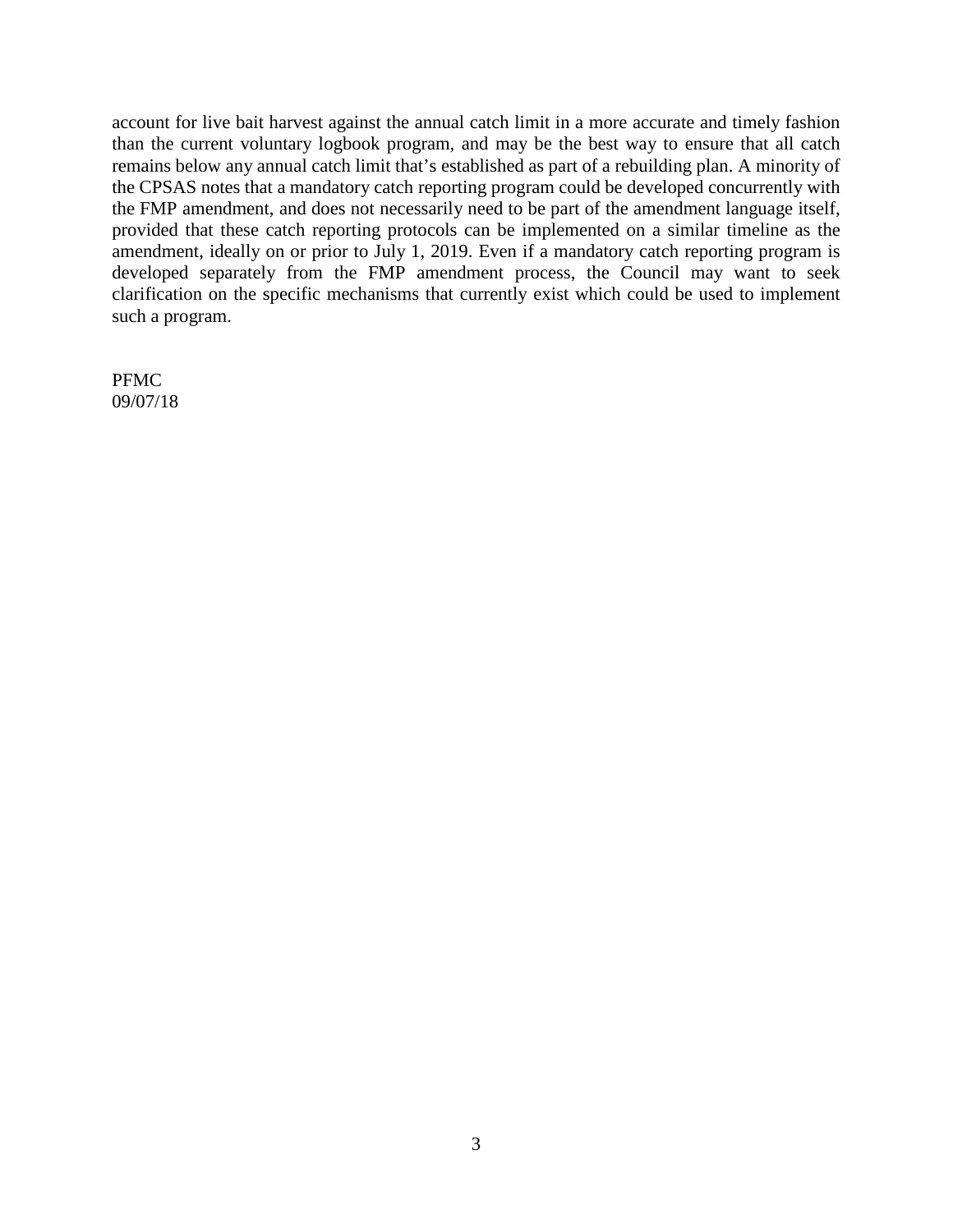account for live bait harvest against the annual catch limit in a more accurate and timely fashion than the current voluntary logbook program, and may be the best way to ensure that all catch remains below any annual catch limit that's established as part of a rebuilding plan. A minority of the CPSAS notes that a mandatory catch reporting program could be developed concurrently with the FMP amendment, and does not necessarily need to be part of the amendment language itself, provided that these catch reporting protocols can be implemented on a similar timeline as the amendment, ideally on or prior to July 1, 2019. Even if a mandatory catch reporting program is developed separately from the FMP amendment process, the Council may want to seek clarification on the specific mechanisms that currently exist which could be used to implement such a program.

PFMC
09/07/18